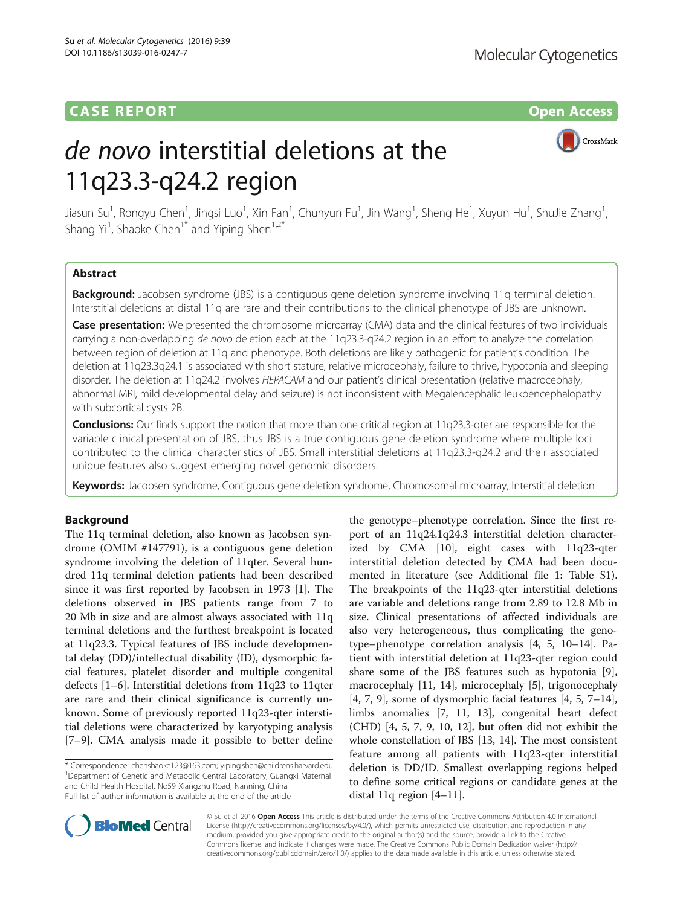CASE REPORT

Open Access

# *de novo* interstitial deletions at the 11q23.3-q24.2 region

Jiasun Su[1], Rongyu Chen[1], Jingsi Luo[1], Xin Fan[1], Chunyun Fu[1], Jin Wang[1], Sheng He[1], Xuyun Hu[1], ShuJie Zhang[1], Shang Yi[1], Shaoke Chen[1*] and Yiping Shen[1,2*]

## Abstract

**Background:** Jacobsen syndrome (JBS) is a contiguous gene deletion syndrome involving 11q terminal deletion. Interstitial deletions at distal 11q are rare and their contributions to the clinical phenotype of JBS are unknown.

**Case presentation:** We presented the chromosome microarray (CMA) data and the clinical features of two individuals carrying a non-overlapping *de novo* deletion each at the 11q23.3-q24.2 region in an effort to analyze the correlation between region of deletion at 11q and phenotype. Both deletions are likely pathogenic for patient's condition. The deletion at 11q23.3q24.1 is associated with short stature, relative microcephaly, failure to thrive, hypotonia and sleeping disorder. The deletion at 11q24.2 involves *HEPACAM* and our patient's clinical presentation (relative macrocephaly, abnormal MRI, mild developmental delay and seizure) is not inconsistent with Megalencephalic leukoencephalopathy with subcortical cysts 2B.

**Conclusions:** Our finds support the notion that more than one critical region at 11q23.3-qter are responsible for the variable clinical presentation of JBS, thus JBS is a true contiguous gene deletion syndrome where multiple loci contributed to the clinical characteristics of JBS. Small interstitial deletions at 11q23.3-q24.2 and their associated unique features also suggest emerging novel genomic disorders.

**Keywords:** Jacobsen syndrome, Contiguous gene deletion syndrome, Chromosomal microarray, Interstitial deletion

## Background

The 11q terminal deletion, also known as Jacobsen syndrome (OMIM #147791), is a contiguous gene deletion syndrome involving the deletion of 11qter. Several hundred 11q terminal deletion patients had been described since it was first reported by Jacobsen in 1973 [1]. The deletions observed in JBS patients range from 7 to 20 Mb in size and are almost always associated with 11q terminal deletions and the furthest breakpoint is located at 11q23.3. Typical features of JBS include developmental delay (DD)/intellectual disability (ID), dysmorphic facial features, platelet disorder and multiple congenital defects [1–6]. Interstitial deletions from 11q23 to 11qter are rare and their clinical significance is currently unknown. Some of previously reported 11q23-qter interstitial deletions were characterized by karyotyping analysis [7–9]. CMA analysis made it possible to better define the genotype–phenotype correlation. Since the first report of an 11q24.1q24.3 interstitial deletion characterized by CMA [10], eight cases with 11q23-qter interstitial deletion detected by CMA had been documented in literature (see Additional file 1: Table S1). The breakpoints of the 11q23-qter interstitial deletions are variable and deletions range from 2.89 to 12.8 Mb in size. Clinical presentations of affected individuals are also very heterogeneous, thus complicating the genotype–phenotype correlation analysis [4, 5, 10–14]. Patient with interstitial deletion at 11q23-qter region could share some of the JBS features such as hypotonia [9], macrocephaly [11, 14], microcephaly [5], trigonocephaly [4, 7, 9], some of dysmorphic facial features [4, 5, 7–14], limbs anomalies [7, 11, 13], congenital heart defect (CHD) [4, 5, 7, 9, 10, 12], but often did not exhibit the whole constellation of JBS [13, 14]. The most consistent feature among all patients with 11q23-qter interstitial deletion is DD/ID. Smallest overlapping regions helped to define some critical regions or candidate genes at the distal 11q region [4–11].

\* Correspondence: chenshaoke123@163.com; yiping.shen@childrens.harvard.edu
[1]Department of Genetic and Metabolic Central Laboratory, Guangxi Maternal and Child Health Hospital, No59 Xiangzhu Road, Nanning, China
Full list of author information is available at the end of the article

© Su et al. 2016 **Open Access** This article is distributed under the terms of the Creative Commons Attribution 4.0 International License (http://creativecommons.org/licenses/by/4.0/), which permits unrestricted use, distribution, and reproduction in any medium, provided you give appropriate credit to the original author(s) and the source, provide a link to the Creative Commons license, and indicate if changes were made. The Creative Commons Public Domain Dedication waiver (http://creativecommons.org/publicdomain/zero/1.0/) applies to the data made available in this article, unless otherwise stated.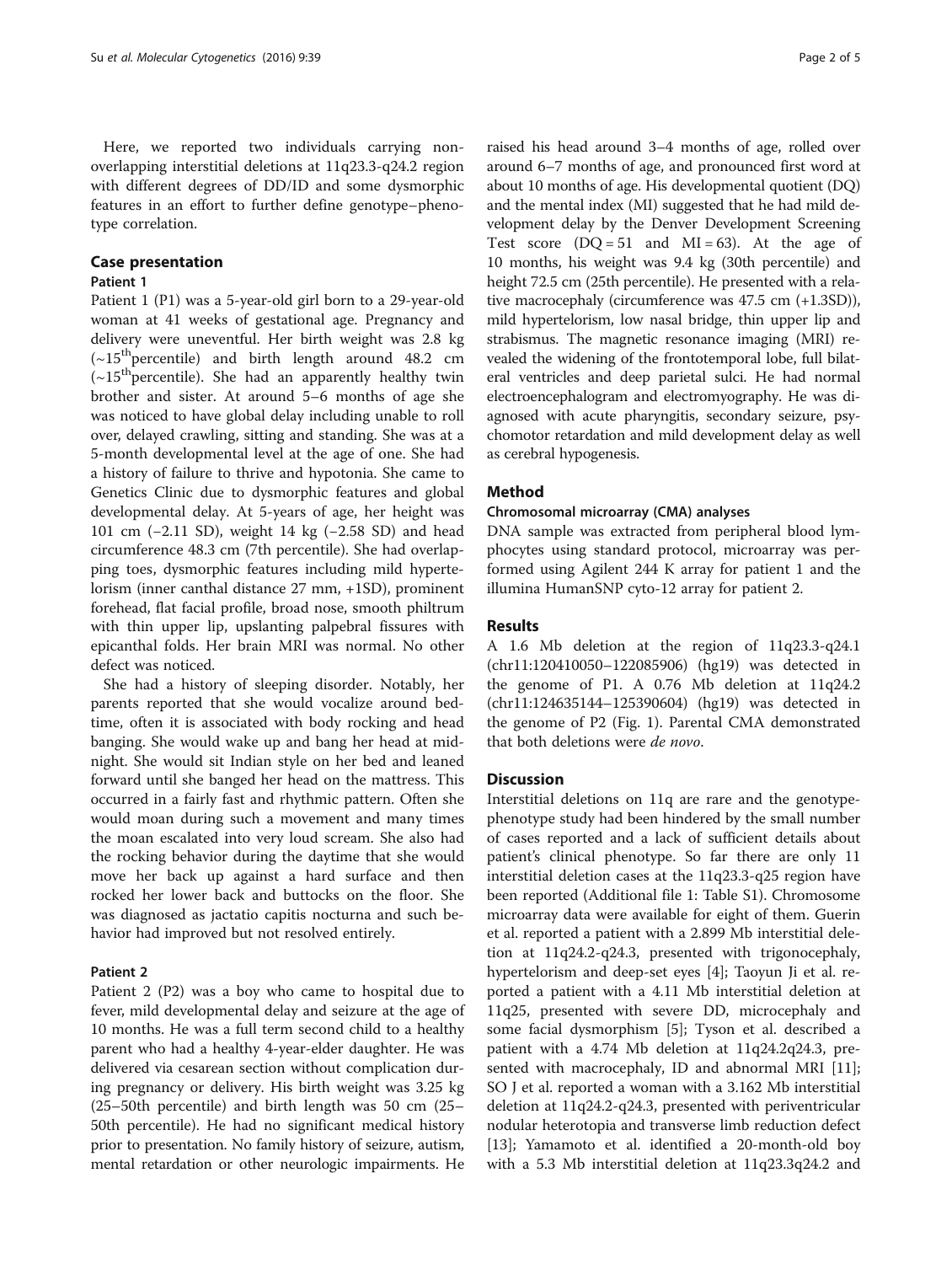Here, we reported two individuals carrying non-overlapping interstitial deletions at 11q23.3-q24.2 region with different degrees of DD/ID and some dysmorphic features in an effort to further define genotype–phenotype correlation.

## Case presentation

### Patient 1

Patient 1 (P1) was a 5-year-old girl born to a 29-year-old woman at 41 weeks of gestational age. Pregnancy and delivery were uneventful. Her birth weight was 2.8 kg (~15[th]percentile) and birth length around 48.2 cm (~15[th]percentile). She had an apparently healthy twin brother and sister. At around 5–6 months of age she was noticed to have global delay including unable to roll over, delayed crawling, sitting and standing. She was at a 5-month developmental level at the age of one. She had a history of failure to thrive and hypotonia. She came to Genetics Clinic due to dysmorphic features and global developmental delay. At 5-years of age, her height was 101 cm (−2.11 SD), weight 14 kg (−2.58 SD) and head circumference 48.3 cm (7th percentile). She had overlapping toes, dysmorphic features including mild hypertelorism (inner canthal distance 27 mm, +1SD), prominent forehead, flat facial profile, broad nose, smooth philtrum with thin upper lip, upslanting palpebral fissures with epicanthal folds. Her brain MRI was normal. No other defect was noticed.

She had a history of sleeping disorder. Notably, her parents reported that she would vocalize around bedtime, often it is associated with body rocking and head banging. She would wake up and bang her head at midnight. She would sit Indian style on her bed and leaned forward until she banged her head on the mattress. This occurred in a fairly fast and rhythmic pattern. Often she would moan during such a movement and many times the moan escalated into very loud scream. She also had the rocking behavior during the daytime that she would move her back up against a hard surface and then rocked her lower back and buttocks on the floor. She was diagnosed as jactatio capitis nocturna and such behavior had improved but not resolved entirely.

### Patient 2

Patient 2 (P2) was a boy who came to hospital due to fever, mild developmental delay and seizure at the age of 10 months. He was a full term second child to a healthy parent who had a healthy 4-year-elder daughter. He was delivered via cesarean section without complication during pregnancy or delivery. His birth weight was 3.25 kg (25–50th percentile) and birth length was 50 cm (25–50th percentile). He had no significant medical history prior to presentation. No family history of seizure, autism, mental retardation or other neurologic impairments. He raised his head around 3–4 months of age, rolled over around 6–7 months of age, and pronounced first word at about 10 months of age. His developmental quotient (DQ) and the mental index (MI) suggested that he had mild development delay by the Denver Development Screening Test score (DQ = 51 and MI = 63). At the age of 10 months, his weight was 9.4 kg (30th percentile) and height 72.5 cm (25th percentile). He presented with a relative macrocephaly (circumference was 47.5 cm (+1.3SD)), mild hypertelorism, low nasal bridge, thin upper lip and strabismus. The magnetic resonance imaging (MRI) revealed the widening of the frontotemporal lobe, full bilateral ventricles and deep parietal sulci. He had normal electroencephalogram and electromyography. He was diagnosed with acute pharyngitis, secondary seizure, psychomotor retardation and mild development delay as well as cerebral hypogenesis.

## Method

### Chromosomal microarray (CMA) analyses

DNA sample was extracted from peripheral blood lymphocytes using standard protocol, microarray was performed using Agilent 244 K array for patient 1 and the illumina HumanSNP cyto-12 array for patient 2.

## Results

A 1.6 Mb deletion at the region of 11q23.3-q24.1 (chr11:120410050–122085906) (hg19) was detected in the genome of P1. A 0.76 Mb deletion at 11q24.2 (chr11:124635144–125390604) (hg19) was detected in the genome of P2 (Fig. 1). Parental CMA demonstrated that both deletions were *de novo*.

## Discussion

Interstitial deletions on 11q are rare and the genotype-phenotype study had been hindered by the small number of cases reported and a lack of sufficient details about patient's clinical phenotype. So far there are only 11 interstitial deletion cases at the 11q23.3-q25 region have been reported (Additional file 1: Table S1). Chromosome microarray data were available for eight of them. Guerin et al. reported a patient with a 2.899 Mb interstitial deletion at 11q24.2-q24.3, presented with trigonocephaly, hypertelorism and deep-set eyes [4]; Taoyun Ji et al. reported a patient with a 4.11 Mb interstitial deletion at 11q25, presented with severe DD, microcephaly and some facial dysmorphism [5]; Tyson et al. described a patient with a 4.74 Mb deletion at 11q24.2q24.3, presented with macrocephaly, ID and abnormal MRI [11]; SO J et al. reported a woman with a 3.162 Mb interstitial deletion at 11q24.2-q24.3, presented with periventricular nodular heterotopia and transverse limb reduction defect [13]; Yamamoto et al. identified a 20-month-old boy with a 5.3 Mb interstitial deletion at 11q23.3q24.2 and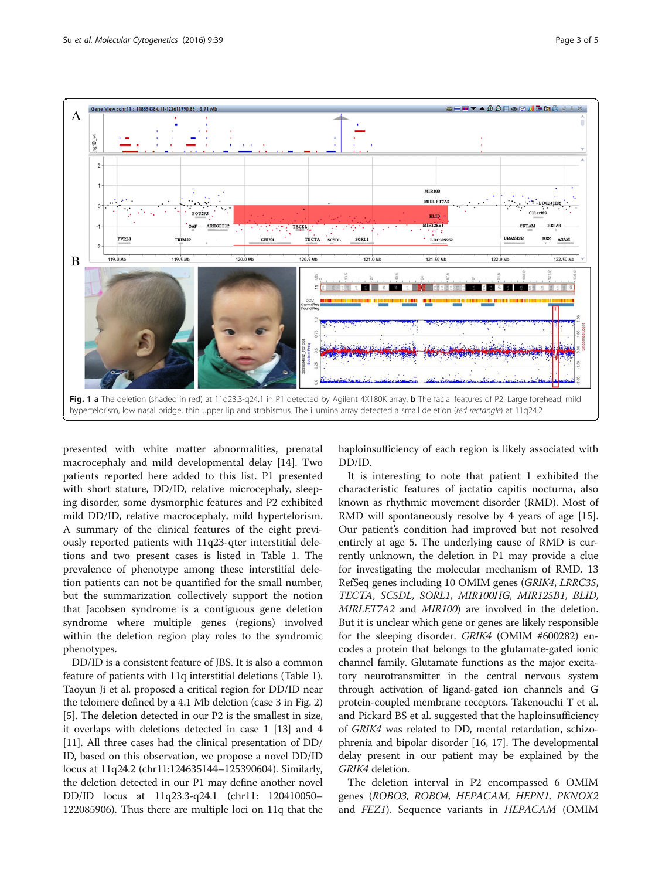**Fig. 1** **a** The deletion (shaded in red) at 11q23.3-q24.1 in P1 detected by Agilent 4X180K array. **b** The facial features of P2. Large forehead, mild hypertelorism, low nasal bridge, thin upper lip and strabismus. The illumina array detected a small deletion (*red rectangle*) at 11q24.2

presented with white matter abnormalities, prenatal macrocephaly and mild developmental delay [14]. Two patients reported here added to this list. P1 presented with short stature, DD/ID, relative microcephaly, sleeping disorder, some dysmorphic features and P2 exhibited mild DD/ID, relative macrocephaly, mild hypertelorism. A summary of the clinical features of the eight previously reported patients with 11q23-qter interstitial deletions and two present cases is listed in Table 1. The prevalence of phenotype among these interstitial deletion patients can not be quantified for the small number, but the summarization collectively support the notion that Jacobsen syndrome is a contiguous gene deletion syndrome where multiple genes (regions) involved within the deletion region play roles to the syndromic phenotypes.

DD/ID is a consistent feature of JBS. It is also a common feature of patients with 11q interstitial deletions (Table 1). Taoyun Ji et al. proposed a critical region for DD/ID near the telomere defined by a 4.1 Mb deletion (case 3 in Fig. 2) [5]. The deletion detected in our P2 is the smallest in size, it overlaps with deletions detected in case 1 [13] and 4 [11]. All three cases had the clinical presentation of DD/ID, based on this observation, we propose a novel DD/ID locus at 11q24.2 (chr11:124635144–125390604). Similarly, the deletion detected in our P1 may define another novel DD/ID locus at 11q23.3-q24.1 (chr11: 120410050–122085906). Thus there are multiple loci on 11q that the haploinsufficiency of each region is likely associated with DD/ID.

It is interesting to note that patient 1 exhibited the characteristic features of jactatio capitis nocturna, also known as rhythmic movement disorder (RMD). Most of RMD will spontaneously resolve by 4 years of age [15]. Our patient's condition had improved but not resolved entirely at age 5. The underlying cause of RMD is currently unknown, the deletion in P1 may provide a clue for investigating the molecular mechanism of RMD. 13 RefSeq genes including 10 OMIM genes (*GRIK4*, *LRRC35*, *TECTA*, *SC5DL*, *SORL1*, *MIR100HG*, *MIR125B1*, *BLID*, *MIRLET7A2* and *MIR100*) are involved in the deletion. But it is unclear which gene or genes are likely responsible for the sleeping disorder. *GRIK4* (OMIM #600282) encodes a protein that belongs to the glutamate-gated ionic channel family. Glutamate functions as the major excitatory neurotransmitter in the central nervous system through activation of ligand-gated ion channels and G protein-coupled membrane receptors. Takenouchi T et al. and Pickard BS et al. suggested that the haploinsufficiency of *GRIK4* was related to DD, mental retardation, schizophrenia and bipolar disorder [16, 17]. The developmental delay present in our patient may be explained by the *GRIK4* deletion.

The deletion interval in P2 encompassed 6 OMIM genes (*ROBO3*, *ROBO4*, *HEPACAM*, *HEPN1*, *PKNOX2* and *FEZ1*). Sequence variants in *HEPACAM* (OMIM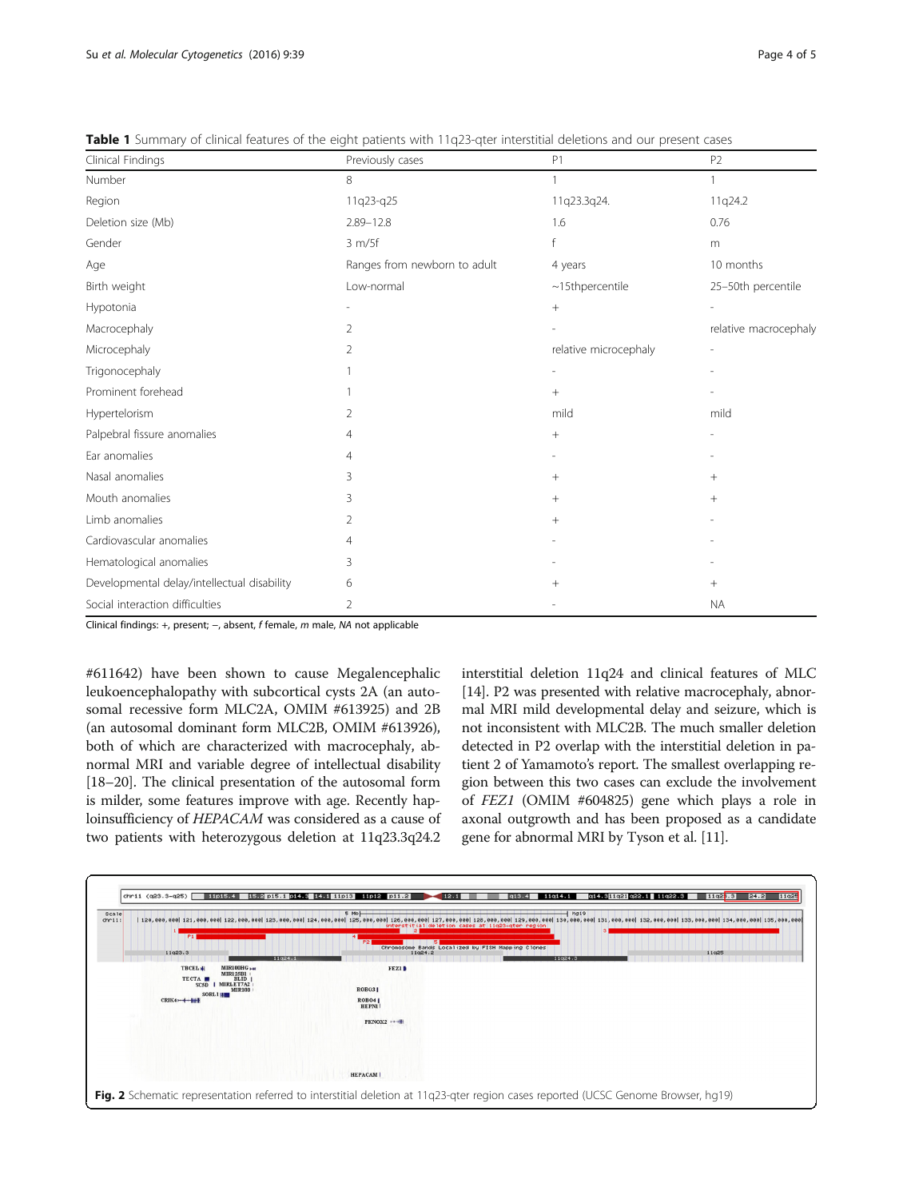**Table 1** Summary of clinical features of the eight patients with 11q23-qter interstitial deletions and our present cases

| Clinical Findings | Previously cases | P1 | P2 |
|---|---|---|---|
| Number | 8 | 1 | 1 |
| Region | 11q23-q25 | 11q23.3q24. | 11q24.2 |
| Deletion size (Mb) | 2.89–12.8 | 1.6 | 0.76 |
| Gender | 3 m/5f | f | m |
| Age | Ranges from newborn to adult | 4 years | 10 months |
| Birth weight | Low-normal | ~15thpercentile | 25–50th percentile |
| Hypotonia | - | + | - |
| Macrocephaly | 2 | - | relative macrocephaly |
| Microcephaly | 2 | relative microcephaly | - |
| Trigonocephaly | 1 | - | - |
| Prominent forehead | 1 | + | - |
| Hypertelorism | 2 | mild | mild |
| Palpebral fissure anomalies | 4 | + | - |
| Ear anomalies | 4 | - | - |
| Nasal anomalies | 3 | + | + |
| Mouth anomalies | 3 | + | + |
| Limb anomalies | 2 | + | - |
| Cardiovascular anomalies | 4 | - | - |
| Hematological anomalies | 3 | - | - |
| Developmental delay/intellectual disability | 6 | + | + |
| Social interaction difficulties | 2 | - | NA |

Clinical findings: +, present; −, absent, *f* female, *m* male, *NA* not applicable

#611642) have been shown to cause Megalencephalic leukoencephalopathy with subcortical cysts 2A (an autosomal recessive form MLC2A, OMIM #613925) and 2B (an autosomal dominant form MLC2B, OMIM #613926), both of which are characterized with macrocephaly, abnormal MRI and variable degree of intellectual disability [18–20]. The clinical presentation of the autosomal form is milder, some features improve with age. Recently haploinsufficiency of *HEPACAM* was considered as a cause of two patients with heterozygous deletion at 11q23.3q24.2 interstitial deletion 11q24 and clinical features of MLC [14]. P2 was presented with relative macrocephaly, abnormal MRI mild developmental delay and seizure, which is not inconsistent with MLC2B. The much smaller deletion detected in P2 overlap with the interstitial deletion in patient 2 of Yamamoto's report. The smallest overlapping region between this two cases can exclude the involvement of *FEZ1* (OMIM #604825) gene which plays a role in axonal outgrowth and has been proposed as a candidate gene for abnormal MRI by Tyson et al. [11].

**Fig. 2** Schematic representation referred to interstitial deletion at 11q23-qter region cases reported (UCSC Genome Browser, hg19)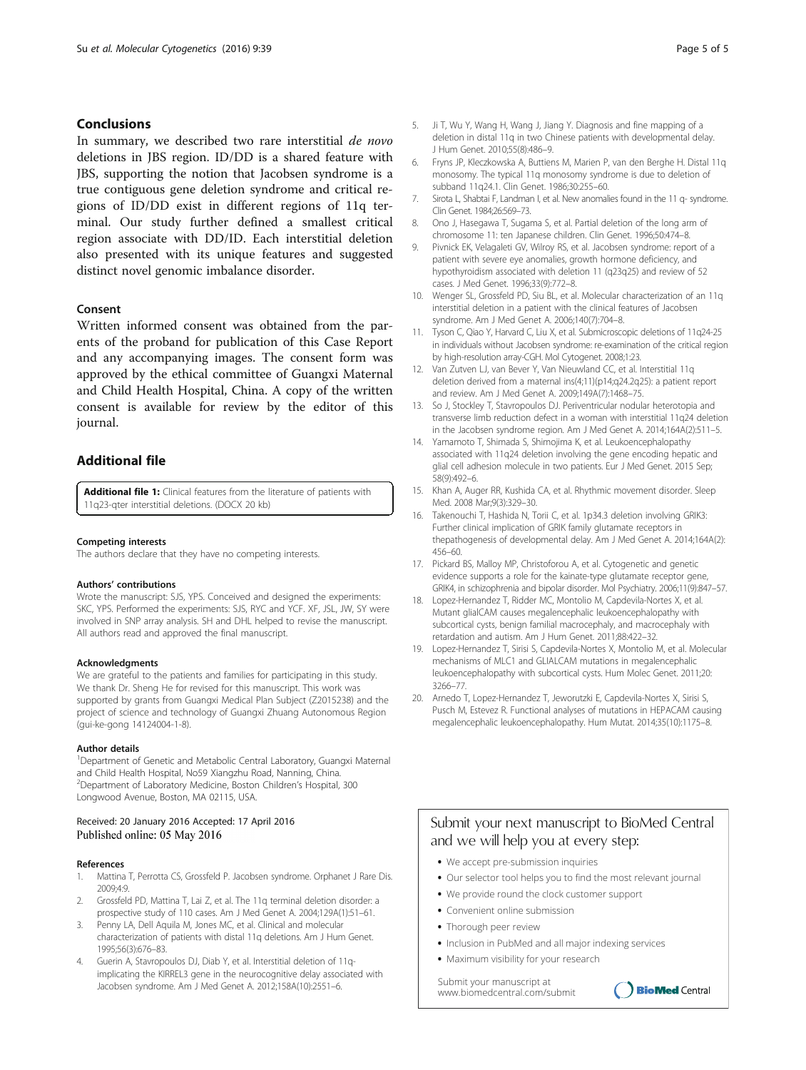## Conclusions

In summary, we described two rare interstitial *de novo* deletions in JBS region. ID/DD is a shared feature with JBS, supporting the notion that Jacobsen syndrome is a true contiguous gene deletion syndrome and critical regions of ID/DD exist in different regions of 11q terminal. Our study further defined a smallest critical region associate with DD/ID. Each interstitial deletion also presented with its unique features and suggested distinct novel genomic imbalance disorder.

## Consent

Written informed consent was obtained from the parents of the proband for publication of this Case Report and any accompanying images. The consent form was approved by the ethical committee of Guangxi Maternal and Child Health Hospital, China. A copy of the written consent is available for review by the editor of this journal.

## Additional file

**Additional file 1:** Clinical features from the literature of patients with 11q23-qter interstitial deletions. (DOCX 20 kb)

### Competing interests

The authors declare that they have no competing interests.

### Authors' contributions

Wrote the manuscript: SJS, YPS. Conceived and designed the experiments: SKC, YPS. Performed the experiments: SJS, RYC and YCF. XF, JSL, JW, SY were involved in SNP array analysis. SH and DHL helped to revise the manuscript. All authors read and approved the final manuscript.

### Acknowledgments

We are grateful to the patients and families for participating in this study. We thank Dr. Sheng He for revised for this manuscript. This work was supported by grants from Guangxi Medical Plan Subject (Z2015238) and the project of science and technology of Guangxi Zhuang Autonomous Region (gui-ke-gong 14124004-1-8).

### Author details

[1]Department of Genetic and Metabolic Central Laboratory, Guangxi Maternal and Child Health Hospital, No59 Xiangzhu Road, Nanning, China. [2]Department of Laboratory Medicine, Boston Children's Hospital, 300 Longwood Avenue, Boston, MA 02115, USA.

Received: 20 January 2016 Accepted: 17 April 2016
Published online: 05 May 2016

### References

1. Mattina T, Perrotta CS, Grossfeld P. Jacobsen syndrome. Orphanet J Rare Dis. 2009;4:9.
2. Grossfeld PD, Mattina T, Lai Z, et al. The 11q terminal deletion disorder: a prospective study of 110 cases. Am J Med Genet A. 2004;129A(1):51–61.
3. Penny LA, Dell Aquila M, Jones MC, et al. Clinical and molecular characterization of patients with distal 11q deletions. Am J Hum Genet. 1995;56(3):676–83.
4. Guerin A, Stavropoulos DJ, Diab Y, et al. Interstitial deletion of 11q-implicating the KIRREL3 gene in the neurocognitive delay associated with Jacobsen syndrome. Am J Med Genet A. 2012;158A(10):2551–6.
5. Ji T, Wu Y, Wang H, Wang J, Jiang Y. Diagnosis and fine mapping of a deletion in distal 11q in two Chinese patients with developmental delay. J Hum Genet. 2010;55(8):486–9.
6. Fryns JP, Kleczkowska A, Buttiens M, Marien P, van den Berghe H. Distal 11q monosomy. The typical 11q monosomy syndrome is due to deletion of subband 11q24.1. Clin Genet. 1986;30:255–60.
7. Sirota L, Shabtai F, Landman I, et al. New anomalies found in the 11 q- syndrome. Clin Genet. 1984;26:569–73.
8. Ono J, Hasegawa T, Sugama S, et al. Partial deletion of the long arm of chromosome 11: ten Japanese children. Clin Genet. 1996;50:474–8.
9. Pivnick EK, Velagaleti GV, Wilroy RS, et al. Jacobsen syndrome: report of a patient with severe eye anomalies, growth hormone deficiency, and hypothyroidism associated with deletion 11 (q23q25) and review of 52 cases. J Med Genet. 1996;33(9):772–8.
10. Wenger SL, Grossfeld PD, Siu BL, et al. Molecular characterization of an 11q interstitial deletion in a patient with the clinical features of Jacobsen syndrome. Am J Med Genet A. 2006;140(7):704–8.
11. Tyson C, Qiao Y, Harvard C, Liu X, et al. Submicroscopic deletions of 11q24-25 in individuals without Jacobsen syndrome: re-examination of the critical region by high-resolution array-CGH. Mol Cytogenet. 2008;1:23.
12. Van Zutven LJ, van Bever Y, Van Nieuwland CC, et al. Interstitial 11q deletion derived from a maternal ins(4;11)(p14;q24.2q25): a patient report and review. Am J Med Genet A. 2009;149A(7):1468–75.
13. So J, Stockley T, Stavropoulos DJ. Periventricular nodular heterotopia and transverse limb reduction defect in a woman with interstitial 11q24 deletion in the Jacobsen syndrome region. Am J Med Genet A. 2014;164A(2):511–5.
14. Yamamoto T, Shimada S, Shimojima K, et al. Leukoencephalopathy associated with 11q24 deletion involving the gene encoding hepatic and glial cell adhesion molecule in two patients. Eur J Med Genet. 2015 Sep; 58(9):492–6.
15. Khan A, Auger RR, Kushida CA, et al. Rhythmic movement disorder. Sleep Med. 2008 Mar;9(3):329–30.
16. Takenouchi T, Hashida N, Torii C, et al. 1p34.3 deletion involving GRIK3: Further clinical implication of GRIK family glutamate receptors in thepathogenesis of developmental delay. Am J Med Genet A. 2014;164A(2): 456–60.
17. Pickard BS, Malloy MP, Christoforou A, et al. Cytogenetic and genetic evidence supports a role for the kainate-type glutamate receptor gene, GRIK4, in schizophrenia and bipolar disorder. Mol Psychiatry. 2006;11(9):847–57.
18. Lopez-Hernandez T, Ridder MC, Montolio M, Capdevila-Nortes X, et al. Mutant glialCAM causes megalencephalic leukoencephalopathy with subcortical cysts, benign familial macrocephaly, and macrocephaly with retardation and autism. Am J Hum Genet. 2011;88:422–32.
19. Lopez-Hernandez T, Sirisi S, Capdevila-Nortes X, Montolio M, et al. Molecular mechanisms of MLC1 and GLIALCAM mutations in megalencephalic leukoencephalopathy with subcortical cysts. Hum Molec Genet. 2011;20: 3266–77.
20. Arnedo T, Lopez-Hernandez T, Jeworutzki E, Capdevila-Nortes X, Sirisi S, Pusch M, Estevez R. Functional analyses of mutations in HEPACAM causing megalencephalic leukoencephalopathy. Hum Mutat. 2014;35(10):1175–8.

Submit your next manuscript to BioMed Central and we will help you at every step:

- We accept pre-submission inquiries
- Our selector tool helps you to find the most relevant journal
- We provide round the clock customer support
- Convenient online submission
- Thorough peer review
- Inclusion in PubMed and all major indexing services
- Maximum visibility for your research

Submit your manuscript at www.biomedcentral.com/submit

BioMed Central